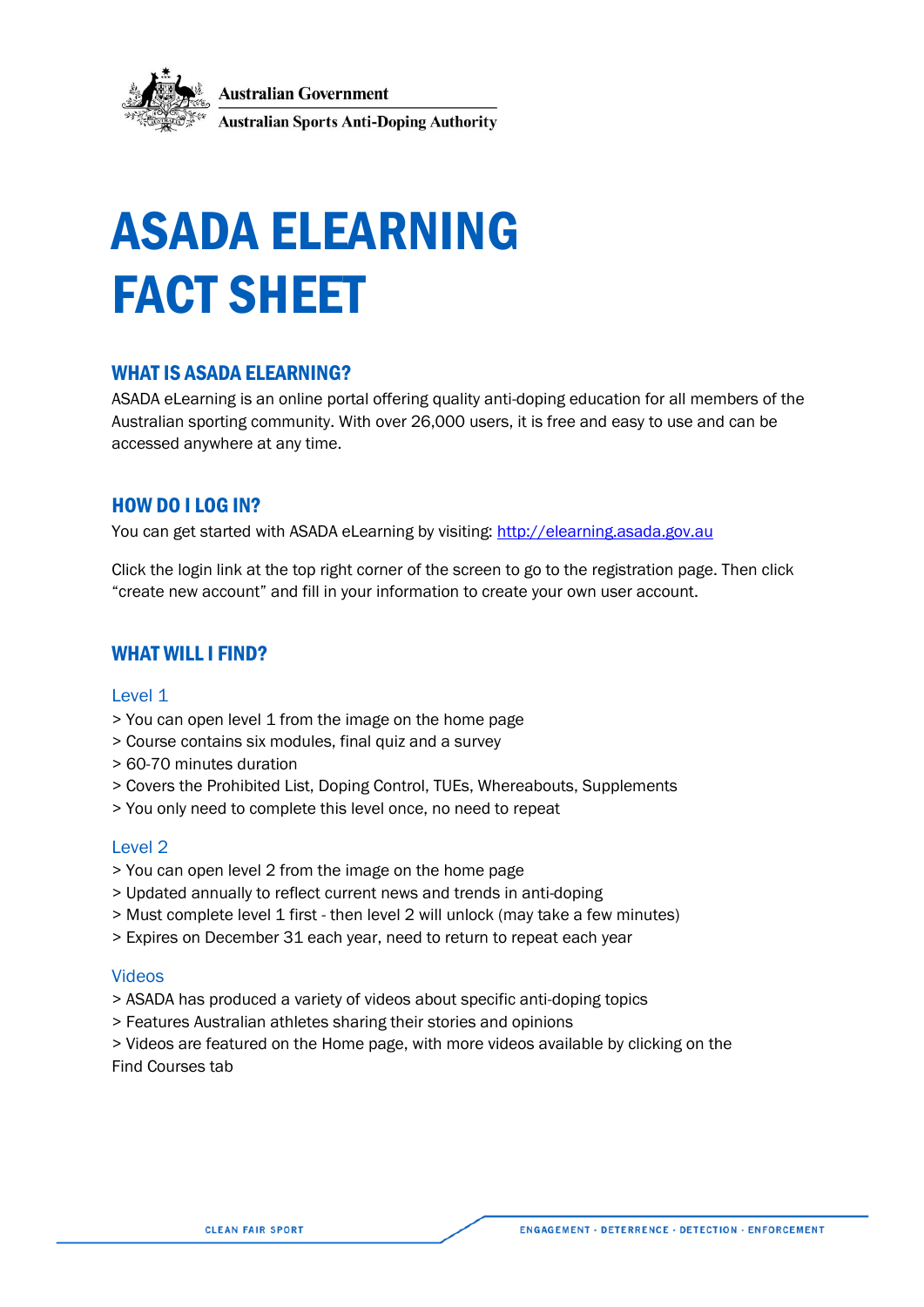Australian Government
Australian Sports Anti-Doping Authority

# ASADA ELEARNING FACT SHEET

## WHAT IS ASADA ELEARNING?

ASADA eLearning is an online portal offering quality anti-doping education for all members of the Australian sporting community. With over 26,000 users, it is free and easy to use and can be accessed anywhere at any time.

## HOW DO I LOG IN?

You can get started with ASADA eLearning by visiting: [http://elearning.asada.gov.au](http://elearning.asada.gov.au)

Click the login link at the top right corner of the screen to go to the registration page. Then click "create new account" and fill in your information to create your own user account.

## WHAT WILL I FIND?

### Level 1

> You can open level 1 from the image on the home page
> Course contains six modules, final quiz and a survey
> 60-70 minutes duration
> Covers the Prohibited List, Doping Control, TUEs, Whereabouts, Supplements
> You only need to complete this level once, no need to repeat

### Level 2

> You can open level 2 from the image on the home page
> Updated annually to reflect current news and trends in anti-doping
> Must complete level 1 first - then level 2 will unlock (may take a few minutes)
> Expires on December 31 each year, need to return to repeat each year

### Videos

> ASADA has produced a variety of videos about specific anti-doping topics
> Features Australian athletes sharing their stories and opinions
> Videos are featured on the Home page, with more videos available by clicking on the Find Courses tab

CLEAN FAIR SPORT

ENGAGEMENT · DETERRENCE · DETECTION · ENFORCEMENT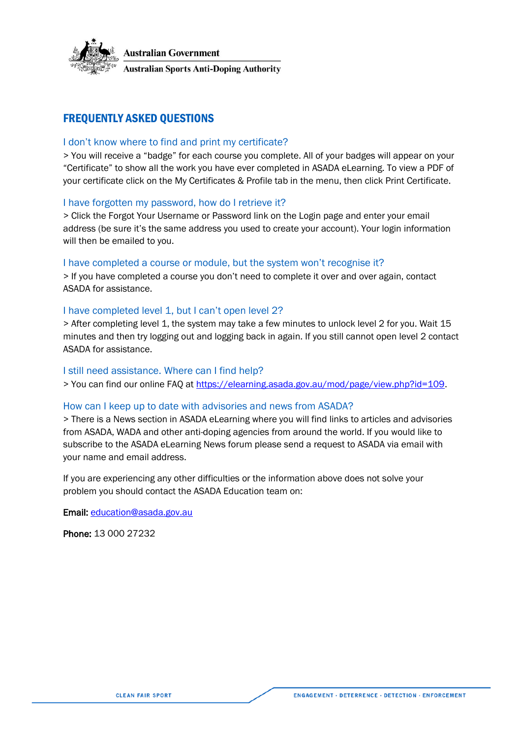Australian Government

Australian Sports Anti-Doping Authority

## FREQUENTLY ASKED QUESTIONS

### I don't know where to find and print my certificate?

> You will receive a "badge" for each course you complete. All of your badges will appear on your "Certificate" to show all the work you have ever completed in ASADA eLearning. To view a PDF of your certificate click on the My Certificates & Profile tab in the menu, then click Print Certificate.

### I have forgotten my password, how do I retrieve it?

> Click the Forgot Your Username or Password link on the Login page and enter your email address (be sure it's the same address you used to create your account). Your login information will then be emailed to you.

### I have completed a course or module, but the system won't recognise it?

> If you have completed a course you don't need to complete it over and over again, contact ASADA for assistance.

### I have completed level 1, but I can't open level 2?

> After completing level 1, the system may take a few minutes to unlock level 2 for you. Wait 15 minutes and then try logging out and logging back in again. If you still cannot open level 2 contact ASADA for assistance.

### I still need assistance. Where can I find help?

> You can find our online FAQ at https://elearning.asada.gov.au/mod/page/view.php?id=109.

### How can I keep up to date with advisories and news from ASADA?

> There is a News section in ASADA eLearning where you will find links to articles and advisories from ASADA, WADA and other anti-doping agencies from around the world. If you would like to subscribe to the ASADA eLearning News forum please send a request to ASADA via email with your name and email address.

If you are experiencing any other difficulties or the information above does not solve your problem you should contact the ASADA Education team on:

**Email:** education@asada.gov.au

**Phone:** 13 000 27232